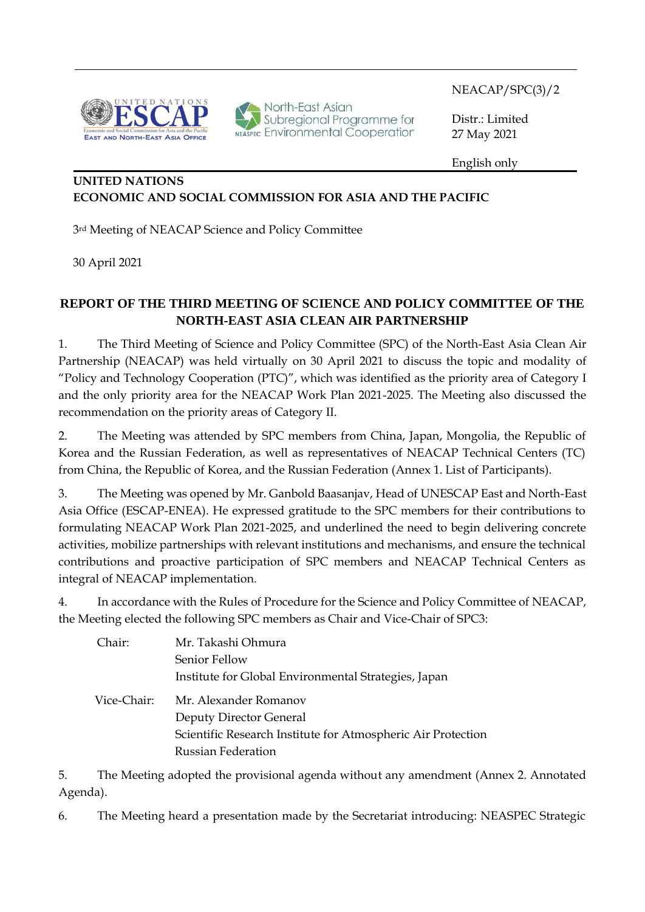NEACAP/SPC(3)/2

Distr.: Limited
27 May 2021

English only

**UNITED NATIONS**
**ECONOMIC AND SOCIAL COMMISSION FOR ASIA AND THE PACIFIC**

3rd Meeting of NEACAP Science and Policy Committee

30 April 2021

# REPORT OF THE THIRD MEETING OF SCIENCE AND POLICY COMMITTEE OF THE NORTH-EAST ASIA CLEAN AIR PARTNERSHIP

1. The Third Meeting of Science and Policy Committee (SPC) of the North-East Asia Clean Air Partnership (NEACAP) was held virtually on 30 April 2021 to discuss the topic and modality of "Policy and Technology Cooperation (PTC)", which was identified as the priority area of Category I and the only priority area for the NEACAP Work Plan 2021-2025. The Meeting also discussed the recommendation on the priority areas of Category II.

2. The Meeting was attended by SPC members from China, Japan, Mongolia, the Republic of Korea and the Russian Federation, as well as representatives of NEACAP Technical Centers (TC) from China, the Republic of Korea, and the Russian Federation (Annex 1. List of Participants).

3. The Meeting was opened by Mr. Ganbold Baasanjav, Head of UNESCAP East and North-East Asia Office (ESCAP-ENEA). He expressed gratitude to the SPC members for their contributions to formulating NEACAP Work Plan 2021-2025, and underlined the need to begin delivering concrete activities, mobilize partnerships with relevant institutions and mechanisms, and ensure the technical contributions and proactive participation of SPC members and NEACAP Technical Centers as integral of NEACAP implementation.

4. In accordance with the Rules of Procedure for the Science and Policy Committee of NEACAP, the Meeting elected the following SPC members as Chair and Vice-Chair of SPC3:

Chair: Mr. Takashi Ohmura
Senior Fellow
Institute for Global Environmental Strategies, Japan

Vice-Chair: Mr. Alexander Romanov
Deputy Director General
Scientific Research Institute for Atmospheric Air Protection
Russian Federation

5. The Meeting adopted the provisional agenda without any amendment (Annex 2. Annotated Agenda).

6. The Meeting heard a presentation made by the Secretariat introducing: NEASPEC Strategic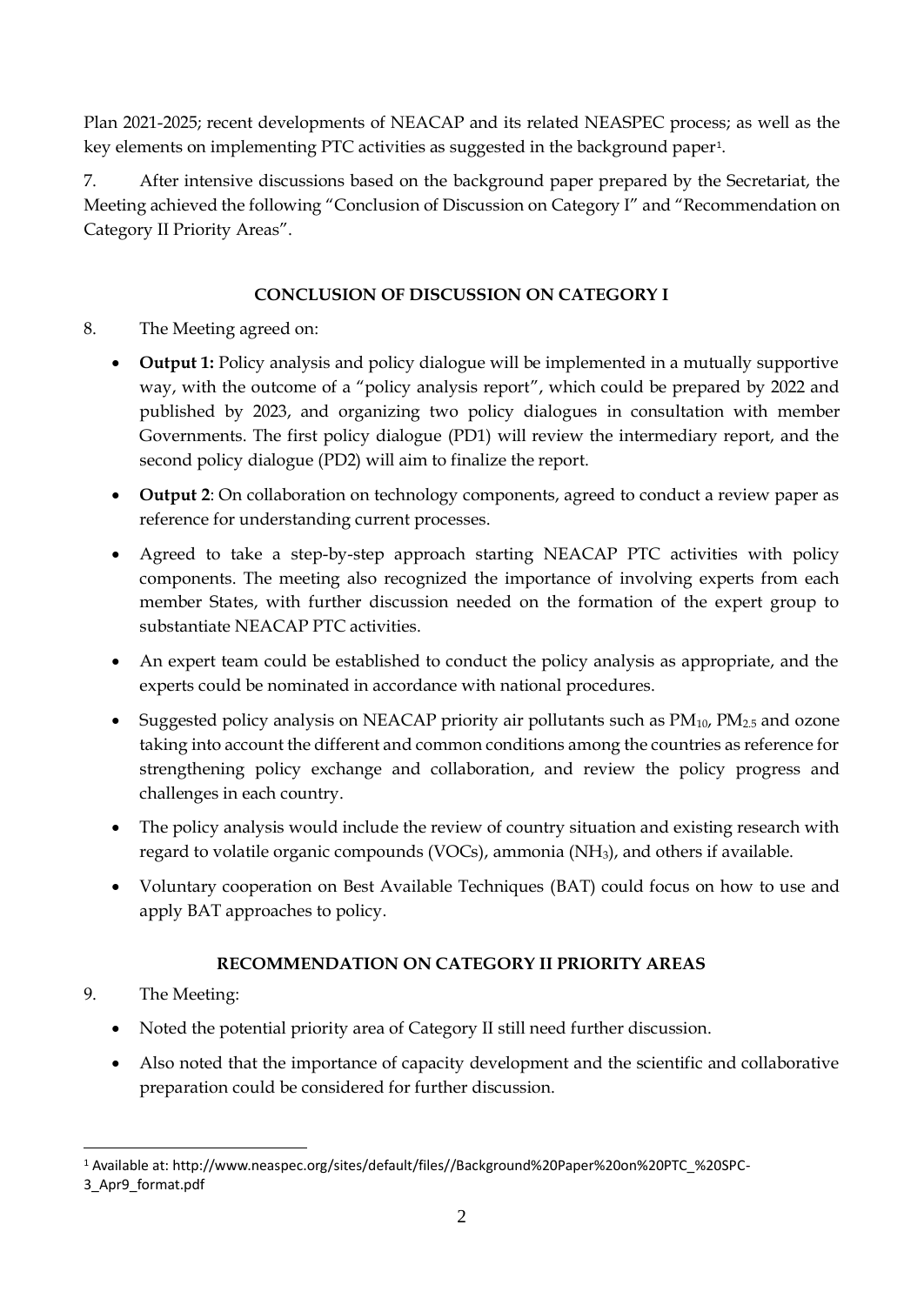Plan 2021-2025; recent developments of NEACAP and its related NEASPEC process; as well as the key elements on implementing PTC activities as suggested in the background paper[1].

7. After intensive discussions based on the background paper prepared by the Secretariat, the Meeting achieved the following "Conclusion of Discussion on Category I" and "Recommendation on Category II Priority Areas".

## CONCLUSION OF DISCUSSION ON CATEGORY I

8. The Meeting agreed on:

- **Output 1:** Policy analysis and policy dialogue will be implemented in a mutually supportive way, with the outcome of a "policy analysis report", which could be prepared by 2022 and published by 2023, and organizing two policy dialogues in consultation with member Governments. The first policy dialogue (PD1) will review the intermediary report, and the second policy dialogue (PD2) will aim to finalize the report.
- **Output 2**: On collaboration on technology components, agreed to conduct a review paper as reference for understanding current processes.
- Agreed to take a step-by-step approach starting NEACAP PTC activities with policy components. The meeting also recognized the importance of involving experts from each member States, with further discussion needed on the formation of the expert group to substantiate NEACAP PTC activities.
- An expert team could be established to conduct the policy analysis as appropriate, and the experts could be nominated in accordance with national procedures.
- Suggested policy analysis on NEACAP priority air pollutants such as $PM_{10}$, $PM_{2.5}$ and ozone taking into account the different and common conditions among the countries as reference for strengthening policy exchange and collaboration, and review the policy progress and challenges in each country.
- The policy analysis would include the review of country situation and existing research with regard to volatile organic compounds (VOCs), ammonia ($NH_3$), and others if available.
- Voluntary cooperation on Best Available Techniques (BAT) could focus on how to use and apply BAT approaches to policy.

## RECOMMENDATION ON CATEGORY II PRIORITY AREAS

9. The Meeting:

- Noted the potential priority area of Category II still need further discussion.
- Also noted that the importance of capacity development and the scientific and collaborative preparation could be considered for further discussion.

[1] Available at: http://www.neaspec.org/sites/default/files//Background%20Paper%20on%20PTC_%20SPC-3_Apr9_format.pdf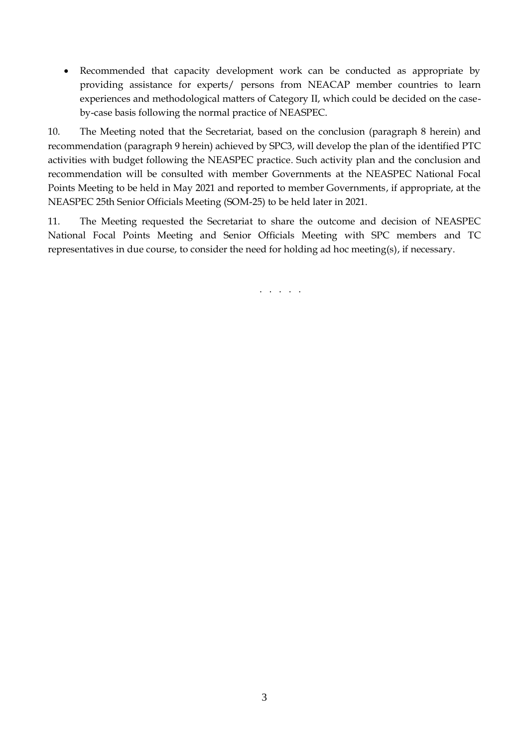- Recommended that capacity development work can be conducted as appropriate by providing assistance for experts/ persons from NEACAP member countries to learn experiences and methodological matters of Category II, which could be decided on the case-by-case basis following the normal practice of NEASPEC.

10. The Meeting noted that the Secretariat, based on the conclusion (paragraph 8 herein) and recommendation (paragraph 9 herein) achieved by SPC3, will develop the plan of the identified PTC activities with budget following the NEASPEC practice. Such activity plan and the conclusion and recommendation will be consulted with member Governments at the NEASPEC National Focal Points Meeting to be held in May 2021 and reported to member Governments, if appropriate, at the NEASPEC 25th Senior Officials Meeting (SOM-25) to be held later in 2021.

11. The Meeting requested the Secretariat to share the outcome and decision of NEASPEC National Focal Points Meeting and Senior Officials Meeting with SPC members and TC representatives in due course, to consider the need for holding ad hoc meeting(s), if necessary.

. . . . .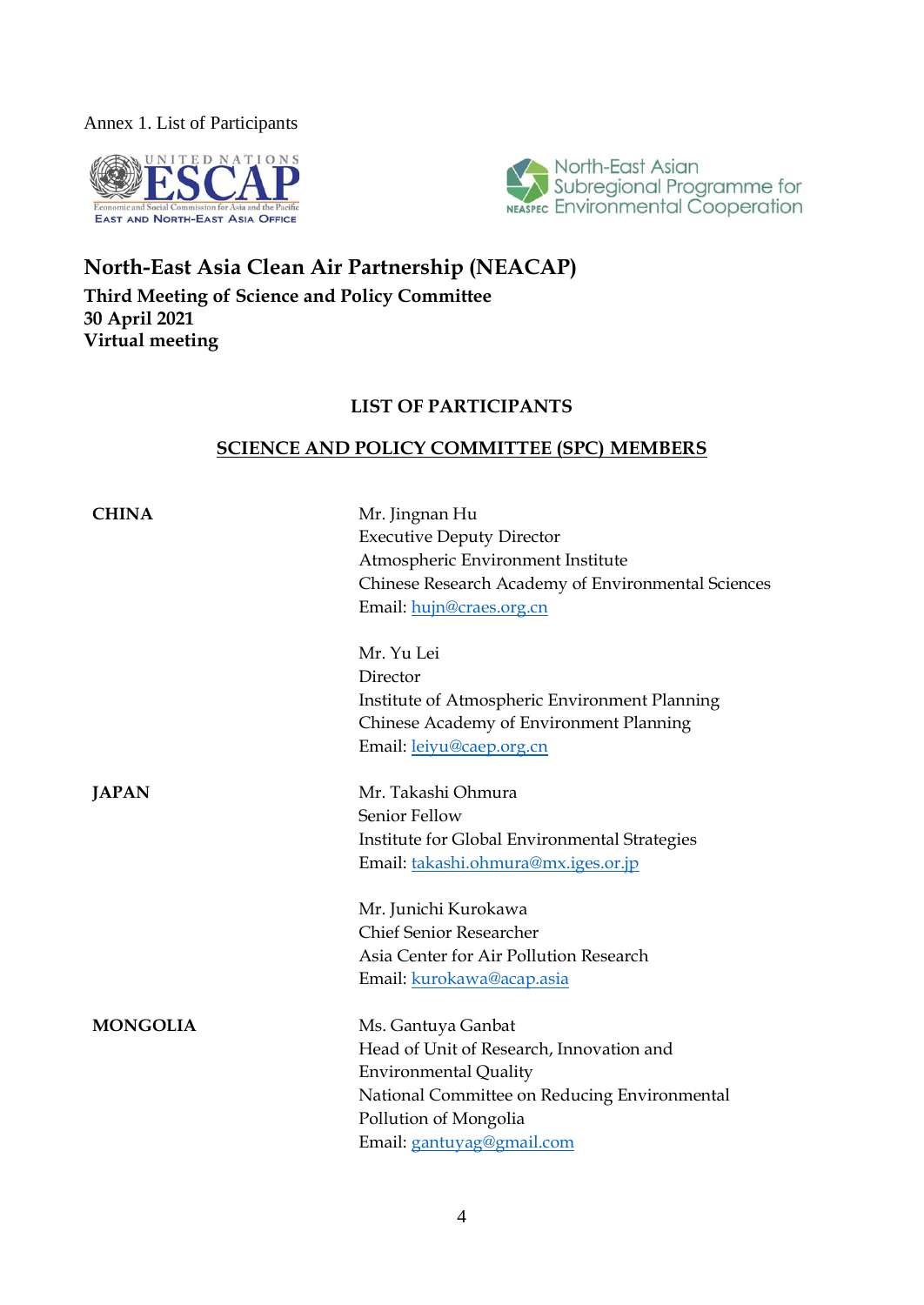Annex 1. List of Participants

# North-East Asia Clean Air Partnership (NEACAP)

**Third Meeting of Science and Policy Committee**
**30 April 2021**
**Virtual meeting**

## LIST OF PARTICIPANTS

## SCIENCE AND POLICY COMMITTEE (SPC) MEMBERS

**CHINA**

Mr. Jingnan Hu
Executive Deputy Director
Atmospheric Environment Institute
Chinese Research Academy of Environmental Sciences
Email: hujn@craes.org.cn

Mr. Yu Lei
Director
Institute of Atmospheric Environment Planning
Chinese Academy of Environment Planning
Email: leiyu@caep.org.cn

**JAPAN**

Mr. Takashi Ohmura
Senior Fellow
Institute for Global Environmental Strategies
Email: takashi.ohmura@mx.iges.or.jp

Mr. Junichi Kurokawa
Chief Senior Researcher
Asia Center for Air Pollution Research
Email: kurokawa@acap.asia

**MONGOLIA**

Ms. Gantuya Ganbat
Head of Unit of Research, Innovation and Environmental Quality
National Committee on Reducing Environmental Pollution of Mongolia
Email: gantuyag@gmail.com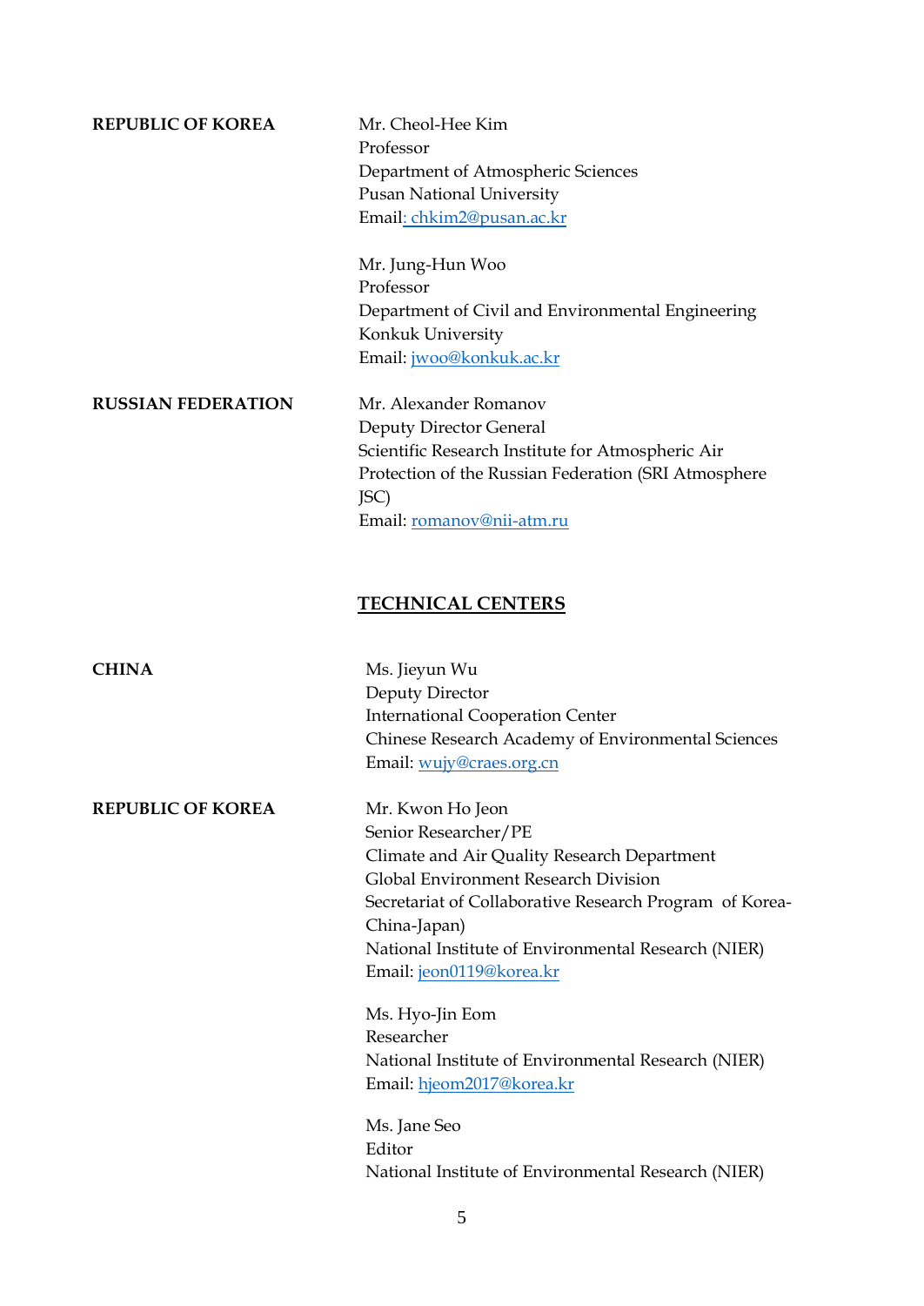**REPUBLIC OF KOREA**

Mr. Cheol-Hee Kim
Professor
Department of Atmospheric Sciences
Pusan National University
Email: chkim2@pusan.ac.kr

Mr. Jung-Hun Woo
Professor
Department of Civil and Environmental Engineering
Konkuk University
Email: jwoo@konkuk.ac.kr

**RUSSIAN FEDERATION**

Mr. Alexander Romanov
Deputy Director General
Scientific Research Institute for Atmospheric Air Protection of the Russian Federation (SRI Atmosphere JSC)
Email: romanov@nii-atm.ru

## TECHNICAL CENTERS

**CHINA**

Ms. Jieyun Wu
Deputy Director
International Cooperation Center
Chinese Research Academy of Environmental Sciences
Email: wujy@craes.org.cn

**REPUBLIC OF KOREA**

Mr. Kwon Ho Jeon
Senior Researcher/PE
Climate and Air Quality Research Department
Global Environment Research Division
Secretariat of Collaborative Research Program of Korea-China-Japan)
National Institute of Environmental Research (NIER)
Email: jeon0119@korea.kr

Ms. Hyo-Jin Eom
Researcher
National Institute of Environmental Research (NIER)
Email: hjeom2017@korea.kr

Ms. Jane Seo
Editor
National Institute of Environmental Research (NIER)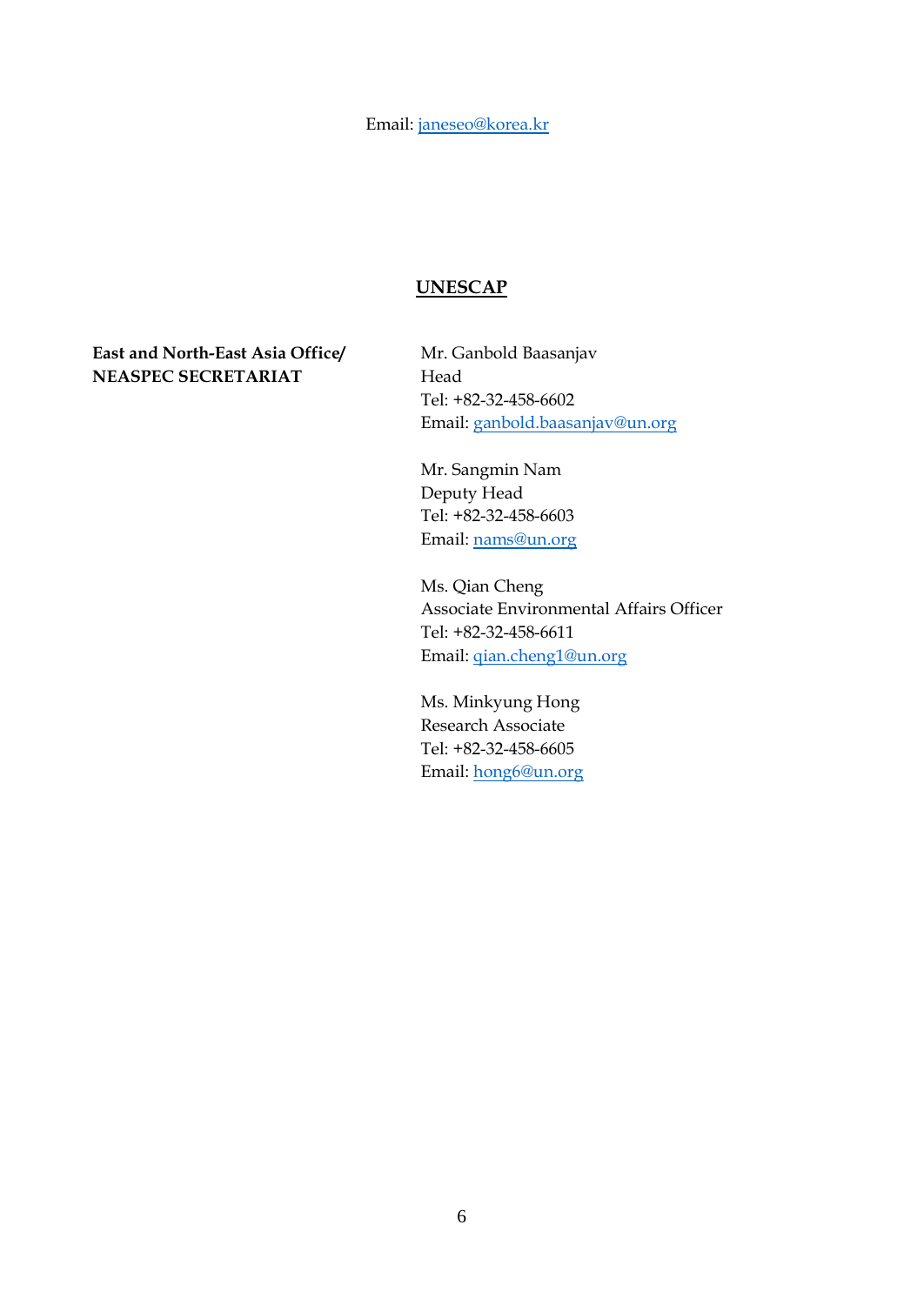Email: janeseo@korea.kr

## UNESCAP

| | |
|---|---|
| **East and North-East Asia Office/ NEASPEC SECRETARIAT** | Mr. Ganbold Baasanjav<br>Head<br>Tel: +82-32-458-6602<br>Email: ganbold.baasanjav@un.org |
| | Mr. Sangmin Nam<br>Deputy Head<br>Tel: +82-32-458-6603<br>Email: nams@un.org |
| | Ms. Qian Cheng<br>Associate Environmental Affairs Officer<br>Tel: +82-32-458-6611<br>Email: qian.cheng1@un.org |
| | Ms. Minkyung Hong<br>Research Associate<br>Tel: +82-32-458-6605<br>Email: hong6@un.org |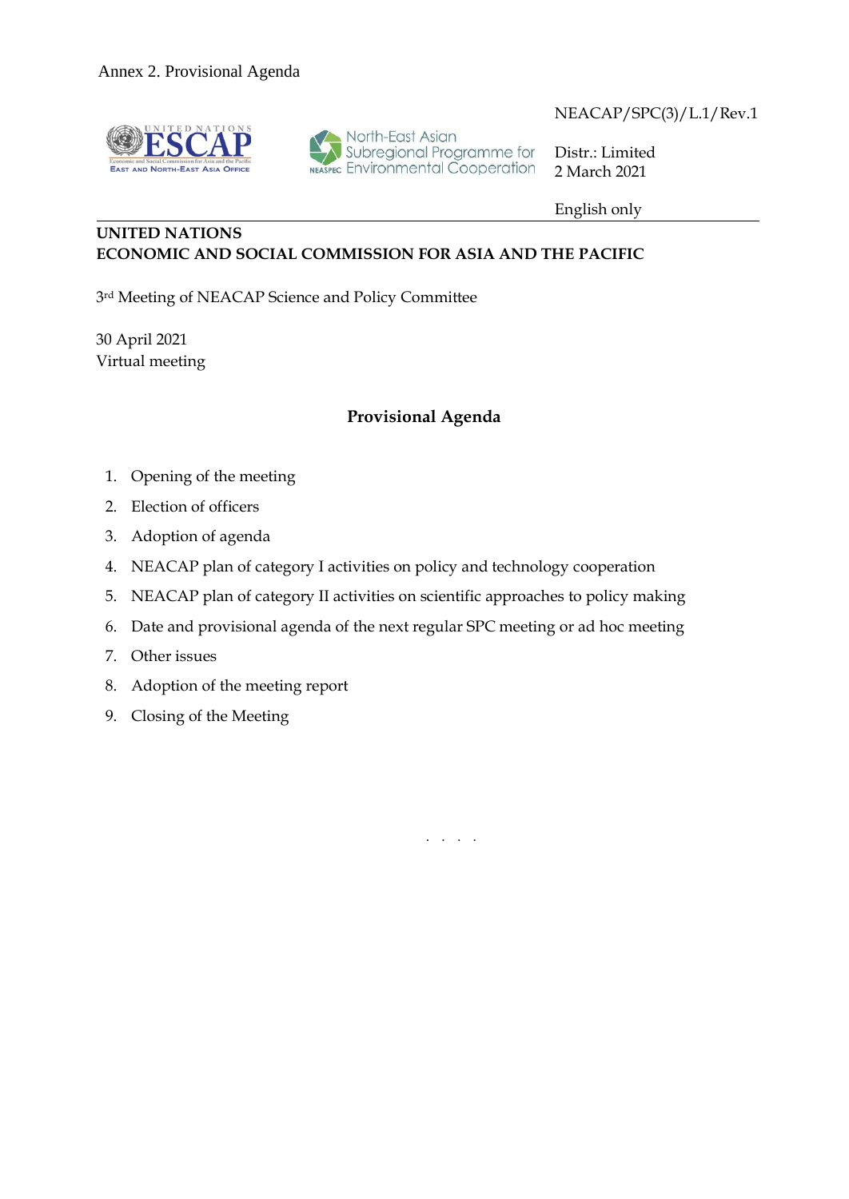Annex 2. Provisional Agenda

NEACAP/SPC(3)/L.1/Rev.1

Distr.: Limited
2 March 2021

English only

**UNITED NATIONS**
**ECONOMIC AND SOCIAL COMMISSION FOR ASIA AND THE PACIFIC**

3rd Meeting of NEACAP Science and Policy Committee

30 April 2021
Virtual meeting

## Provisional Agenda

1. Opening of the meeting
2. Election of officers
3. Adoption of agenda
4. NEACAP plan of category I activities on policy and technology cooperation
5. NEACAP plan of category II activities on scientific approaches to policy making
6. Date and provisional agenda of the next regular SPC meeting or ad hoc meeting
7. Other issues
8. Adoption of the meeting report
9. Closing of the Meeting

. . . .